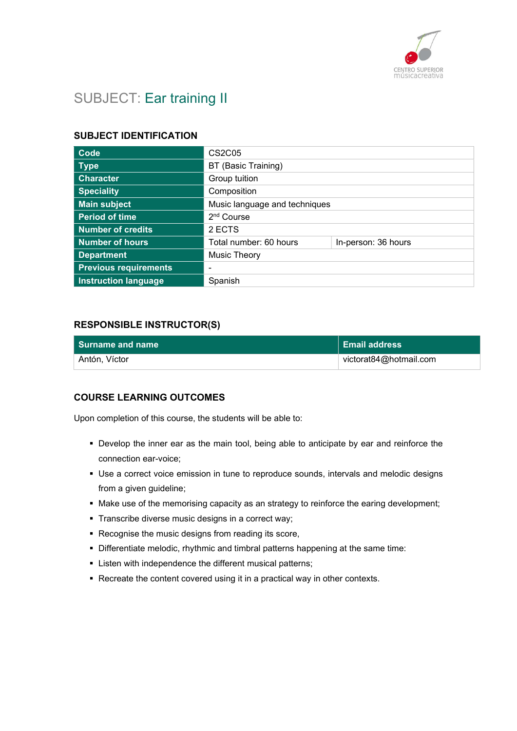# SUBJECT: Ear training II

## SUBJECT IDENTIFICATION

| | | |
|---|---|---|
| **Code** | CS2C05 | |
| **Type** | BT (Basic Training) | |
| **Character** | Group tuition | |
| **Speciality** | Composition | |
| **Main subject** | Music language and techniques | |
| **Period of time** | 2nd Course | |
| **Number of credits** | 2 ECTS | |
| **Number of hours** | Total number: 60 hours | In-person: 36 hours |
| **Department** | Music Theory | |
| **Previous requirements** | - | |
| **Instruction language** | Spanish | |

## RESPONSIBLE INSTRUCTOR(S)

| Surname and name | Email address |
|---|---|
| Antón, Víctor | victorat84@hotmail.com |

## COURSE LEARNING OUTCOMES

Upon completion of this course, the students will be able to:

- Develop the inner ear as the main tool, being able to anticipate by ear and reinforce the connection ear-voice;
- Use a correct voice emission in tune to reproduce sounds, intervals and melodic designs from a given guideline;
- Make use of the memorising capacity as an strategy to reinforce the earing development;
- Transcribe diverse music designs in a correct way;
- Recognise the music designs from reading its score,
- Differentiate melodic, rhythmic and timbral patterns happening at the same time:
- Listen with independence the different musical patterns;
- Recreate the content covered using it in a practical way in other contexts.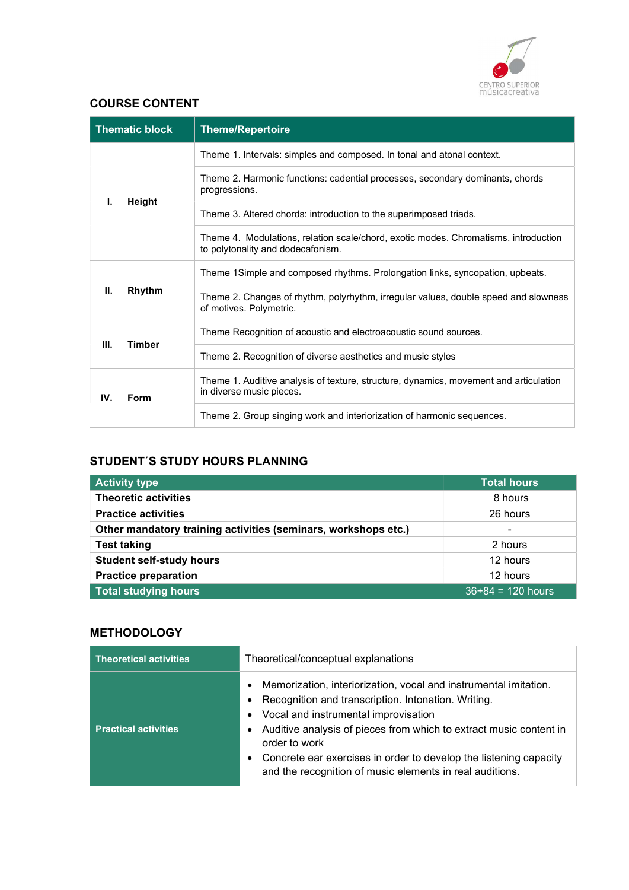## COURSE CONTENT

| Thematic block | Theme/Repertoire |
|---|---|
| I. Height | Theme 1. Intervals: simples and composed. In tonal and atonal context. |
| | Theme 2. Harmonic functions: cadential processes, secondary dominants, chords progressions. |
| | Theme 3. Altered chords: introduction to the superimposed triads. |
| | Theme 4. Modulations, relation scale/chord, exotic modes. Chromatisms. introduction to polytonality and dodecafonism. |
| II. Rhythm | Theme 1Simple and composed rhythms. Prolongation links, syncopation, upbeats. |
| | Theme 2. Changes of rhythm, polyrhythm, irregular values, double speed and slowness of motives. Polymetric. |
| III. Timber | Theme Recognition of acoustic and electroacoustic sound sources. |
| | Theme 2. Recognition of diverse aesthetics and music styles |
| IV. Form | Theme 1. Auditive analysis of texture, structure, dynamics, movement and articulation in diverse music pieces. |
| | Theme 2. Group singing work and interiorization of harmonic sequences. |

## STUDENT´S STUDY HOURS PLANNING

| Activity type | Total hours |
|---|---|
| **Theoretic activities** | 8 hours |
| **Practice activities** | 26 hours |
| **Other mandatory training activities (seminars, workshops etc.)** | - |
| **Test taking** | 2 hours |
| **Student self-study hours** | 12 hours |
| **Practice preparation** | 12 hours |
| **Total studying hours** | 36+84 = 120 hours |

## METHODOLOGY

| Theoretical activities | Theoretical/conceptual explanations |
|---|---|
| Practical activities | • Memorization, interiorization, vocal and instrumental imitation.<br>• Recognition and transcription. Intonation. Writing.<br>• Vocal and instrumental improvisation<br>• Auditive analysis of pieces from which to extract music content in order to work<br>• Concrete ear exercises in order to develop the listening capacity and the recognition of music elements in real auditions. |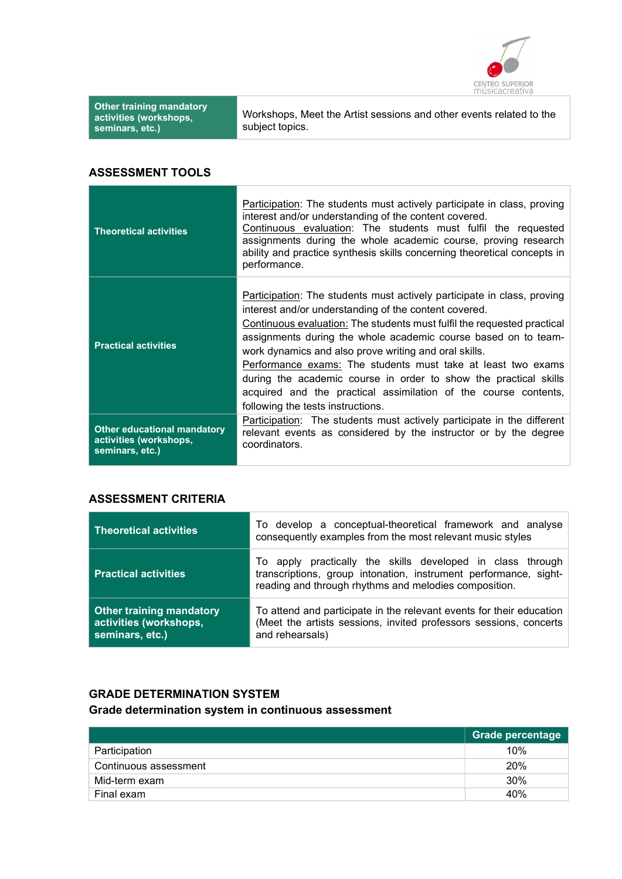| Other training mandatory activities (workshops, seminars, etc.) | Workshops, Meet the Artist sessions and other events related to the subject topics. |
|---|---|

## ASSESSMENT TOOLS

| | |
|---|---|
| **Theoretical activities** | Participation: The students must actively participate in class, proving interest and/or understanding of the content covered.<br>Continuous evaluation: The students must fulfil the requested assignments during the whole academic course, proving research ability and practice synthesis skills concerning theoretical concepts in performance. |
| **Practical activities** | Participation: The students must actively participate in class, proving interest and/or understanding of the content covered.<br>Continuous evaluation: The students must fulfil the requested practical assignments during the whole academic course based on to team-work dynamics and also prove writing and oral skills.<br>Performance exams: The students must take at least two exams during the academic course in order to show the practical skills acquired and the practical assimilation of the course contents, following the tests instructions. |
| **Other educational mandatory activities (workshops, seminars, etc.)** | Participation: The students must actively participate in the different relevant events as considered by the instructor or by the degree coordinators. |

## ASSESSMENT CRITERIA

| | |
|---|---|
| **Theoretical activities** | To develop a conceptual-theoretical framework and analyse consequently examples from the most relevant music styles |
| **Practical activities** | To apply practically the skills developed in class through transcriptions, group intonation, instrument performance, sight-reading and through rhythms and melodies composition. |
| **Other training mandatory activities (workshops, seminars, etc.)** | To attend and participate in the relevant events for their education (Meet the artists sessions, invited professors sessions, concerts and rehearsals) |

## GRADE DETERMINATION SYSTEM

### Grade determination system in continuous assessment

| | Grade percentage |
|---|---|
| Participation | 10% |
| Continuous assessment | 20% |
| Mid-term exam | 30% |
| Final exam | 40% |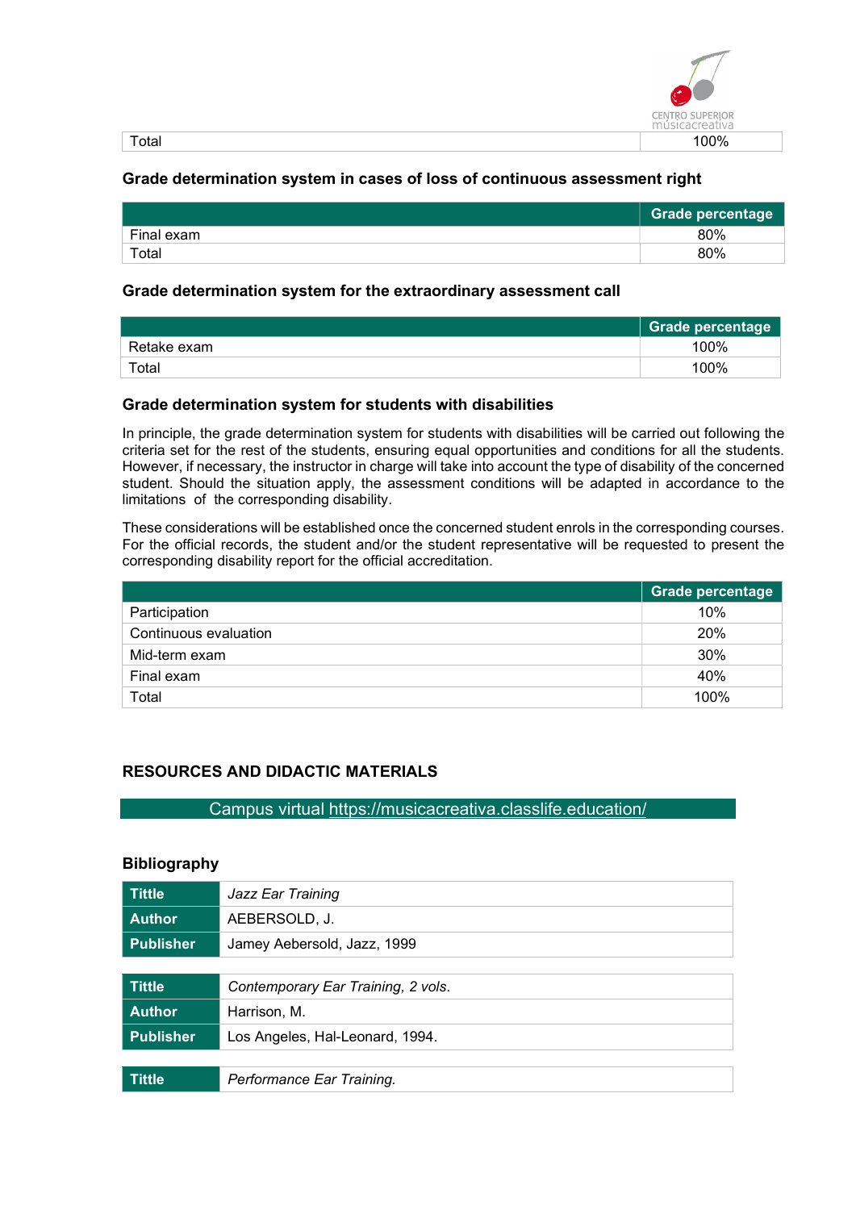| | |
|---|---|
| Total | 100% |

### Grade determination system in cases of loss of continuous assessment right

| | Grade percentage |
|---|---|
| Final exam | 80% |
| Total | 80% |

### Grade determination system for the extraordinary assessment call

| | Grade percentage |
|---|---|
| Retake exam | 100% |
| Total | 100% |

### Grade determination system for students with disabilities

In principle, the grade determination system for students with disabilities will be carried out following the criteria set for the rest of the students, ensuring equal opportunities and conditions for all the students. However, if necessary, the instructor in charge will take into account the type of disability of the concerned student. Should the situation apply, the assessment conditions will be adapted in accordance to the limitations of the corresponding disability.

These considerations will be established once the concerned student enrols in the corresponding courses. For the official records, the student and/or the student representative will be requested to present the corresponding disability report for the official accreditation.

| | Grade percentage |
|---|---|
| Participation | 10% |
| Continuous evaluation | 20% |
| Mid-term exam | 30% |
| Final exam | 40% |
| Total | 100% |

## RESOURCES AND DIDACTIC MATERIALS

Campus virtual [https://musicacreativa.classlife.education/](https://musicacreativa.classlife.education/)

### Bibliography

| | |
|---|---|
| **Tittle** | *Jazz Ear Training* |
| **Author** | AEBERSOLD, J. |
| **Publisher** | Jamey Aebersold, Jazz, 1999 |

| | |
|---|---|
| **Tittle** | *Contemporary Ear Training, 2 vols.* |
| **Author** | Harrison, M. |
| **Publisher** | Los Angeles, Hal-Leonard, 1994. |

| | |
|---|---|
| **Tittle** | *Performance Ear Training.* |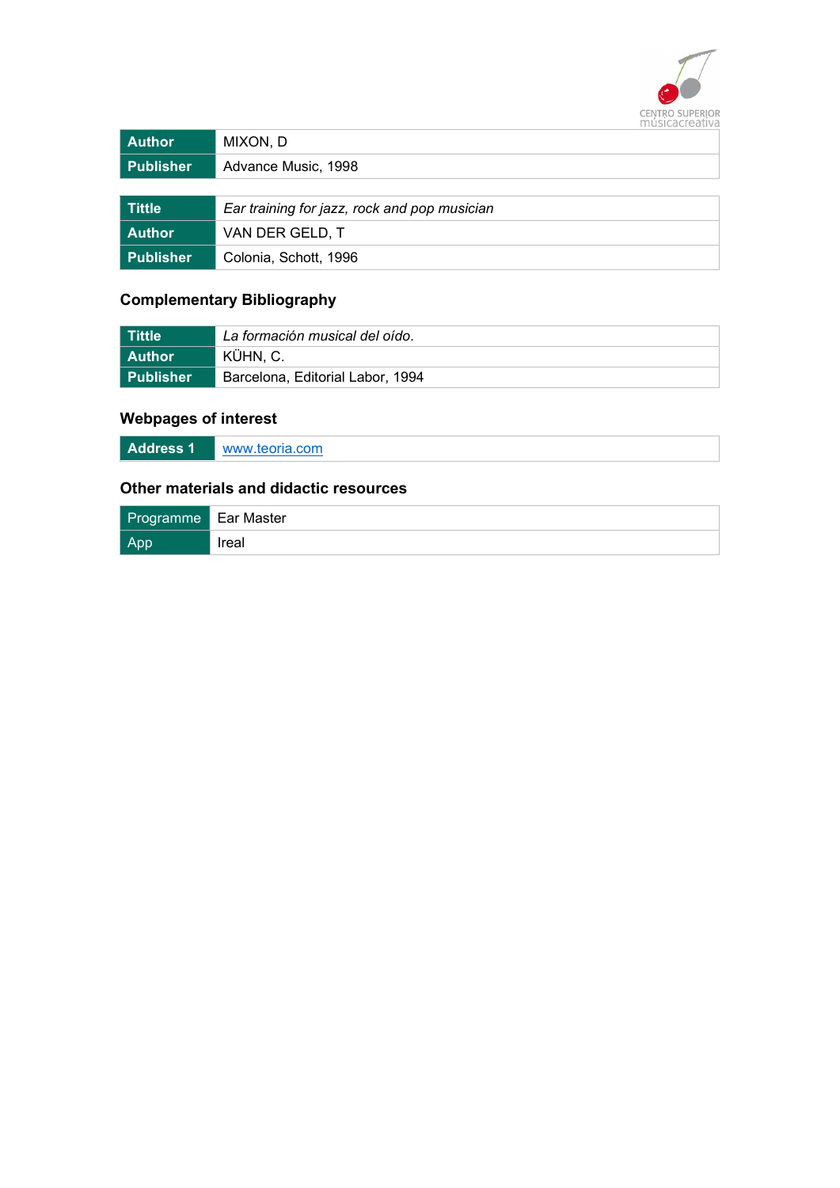| | |
|---|---|
| **Author** | MIXON, D |
| **Publisher** | Advance Music, 1998 |

| | |
|---|---|
| **Tittle** | *Ear training for jazz, rock and pop musician* |
| **Author** | VAN DER GELD, T |
| **Publisher** | Colonia, Schott, 1996 |

## Complementary Bibliography

| | |
|---|---|
| **Tittle** | *La formación musical del oído.* |
| **Author** | KÜHN, C. |
| **Publisher** | Barcelona, Editorial Labor, 1994 |

## Webpages of interest

| | |
|---|---|
| **Address 1** | www.teoria.com |

## Other materials and didactic resources

| | |
|---|---|
| Programme | Ear Master |
| App | Ireal |